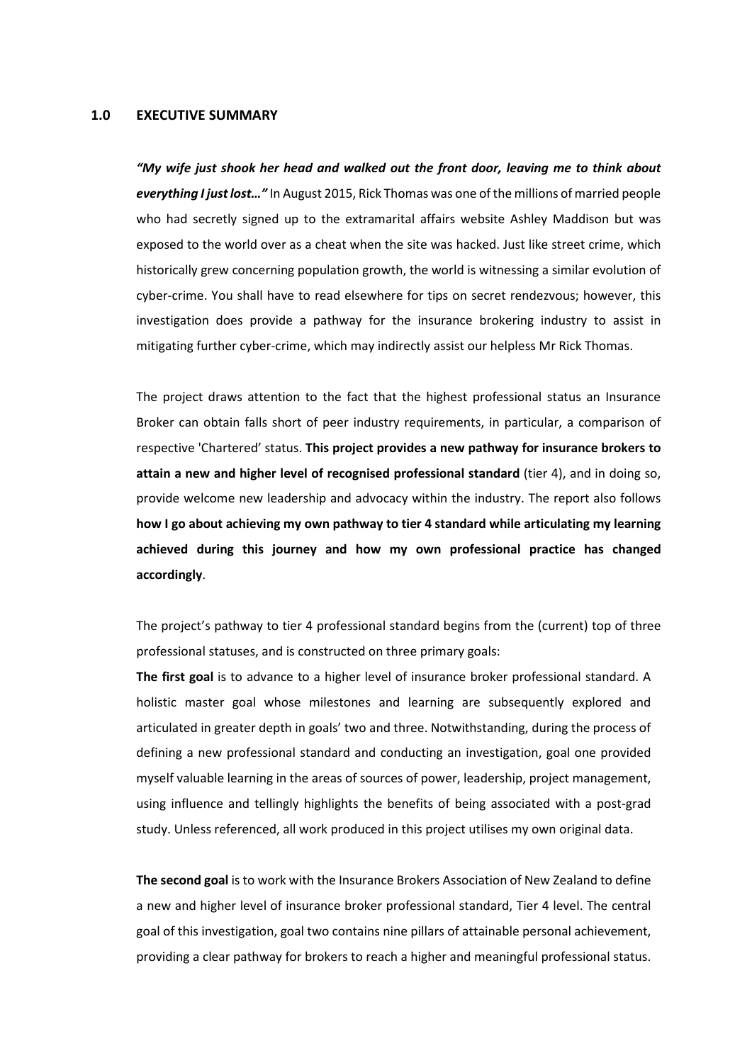## 1.0 EXECUTIVE SUMMARY

***"My wife just shook her head and walked out the front door, leaving me to think about everything I just lost…"*** In August 2015, Rick Thomas was one of the millions of married people who had secretly signed up to the extramarital affairs website Ashley Maddison but was exposed to the world over as a cheat when the site was hacked. Just like street crime, which historically grew concerning population growth, the world is witnessing a similar evolution of cyber-crime. You shall have to read elsewhere for tips on secret rendezvous; however, this investigation does provide a pathway for the insurance brokering industry to assist in mitigating further cyber-crime, which may indirectly assist our helpless Mr Rick Thomas.

The project draws attention to the fact that the highest professional status an Insurance Broker can obtain falls short of peer industry requirements, in particular, a comparison of respective 'Chartered' status. **This project provides a new pathway for insurance brokers to attain a new and higher level of recognised professional standard** (tier 4), and in doing so, provide welcome new leadership and advocacy within the industry. The report also follows **how I go about achieving my own pathway to tier 4 standard while articulating my learning achieved during this journey and how my own professional practice has changed accordingly**.

The project's pathway to tier 4 professional standard begins from the (current) top of three professional statuses, and is constructed on three primary goals:

**The first goal** is to advance to a higher level of insurance broker professional standard. A holistic master goal whose milestones and learning are subsequently explored and articulated in greater depth in goals' two and three. Notwithstanding, during the process of defining a new professional standard and conducting an investigation, goal one provided myself valuable learning in the areas of sources of power, leadership, project management, using influence and tellingly highlights the benefits of being associated with a post-grad study. Unless referenced, all work produced in this project utilises my own original data.

**The second goal** is to work with the Insurance Brokers Association of New Zealand to define a new and higher level of insurance broker professional standard, Tier 4 level. The central goal of this investigation, goal two contains nine pillars of attainable personal achievement, providing a clear pathway for brokers to reach a higher and meaningful professional status.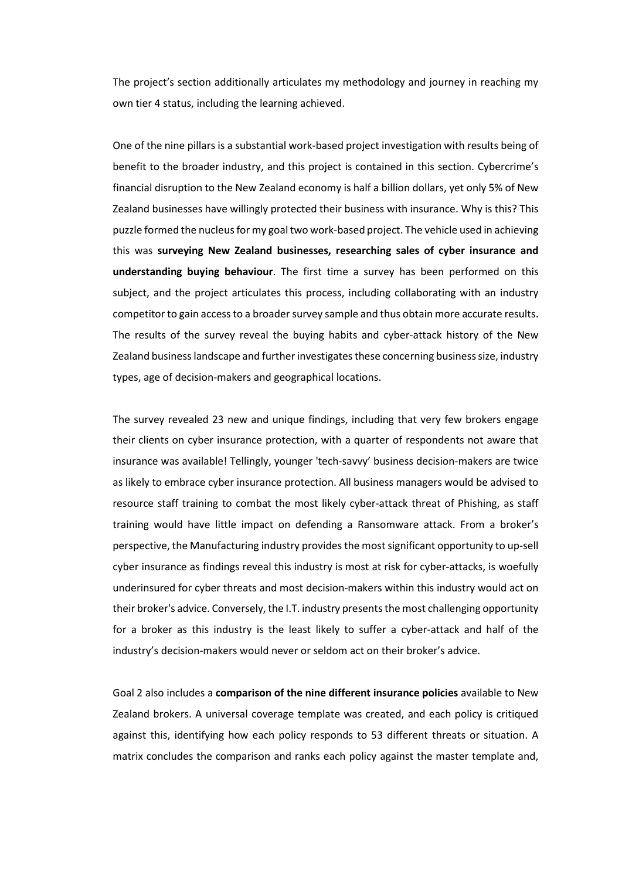The project's section additionally articulates my methodology and journey in reaching my own tier 4 status, including the learning achieved.

One of the nine pillars is a substantial work-based project investigation with results being of benefit to the broader industry, and this project is contained in this section. Cybercrime's financial disruption to the New Zealand economy is half a billion dollars, yet only 5% of New Zealand businesses have willingly protected their business with insurance. Why is this? This puzzle formed the nucleus for my goal two work-based project. The vehicle used in achieving this was **surveying New Zealand businesses, researching sales of cyber insurance and understanding buying behaviour**. The first time a survey has been performed on this subject, and the project articulates this process, including collaborating with an industry competitor to gain access to a broader survey sample and thus obtain more accurate results. The results of the survey reveal the buying habits and cyber-attack history of the New Zealand business landscape and further investigates these concerning business size, industry types, age of decision-makers and geographical locations.

The survey revealed 23 new and unique findings, including that very few brokers engage their clients on cyber insurance protection, with a quarter of respondents not aware that insurance was available! Tellingly, younger 'tech-savvy' business decision-makers are twice as likely to embrace cyber insurance protection. All business managers would be advised to resource staff training to combat the most likely cyber-attack threat of Phishing, as staff training would have little impact on defending a Ransomware attack. From a broker's perspective, the Manufacturing industry provides the most significant opportunity to up-sell cyber insurance as findings reveal this industry is most at risk for cyber-attacks, is woefully underinsured for cyber threats and most decision-makers within this industry would act on their broker's advice. Conversely, the I.T. industry presents the most challenging opportunity for a broker as this industry is the least likely to suffer a cyber-attack and half of the industry's decision-makers would never or seldom act on their broker's advice.

Goal 2 also includes a **comparison of the nine different insurance policies** available to New Zealand brokers. A universal coverage template was created, and each policy is critiqued against this, identifying how each policy responds to 53 different threats or situation. A matrix concludes the comparison and ranks each policy against the master template and,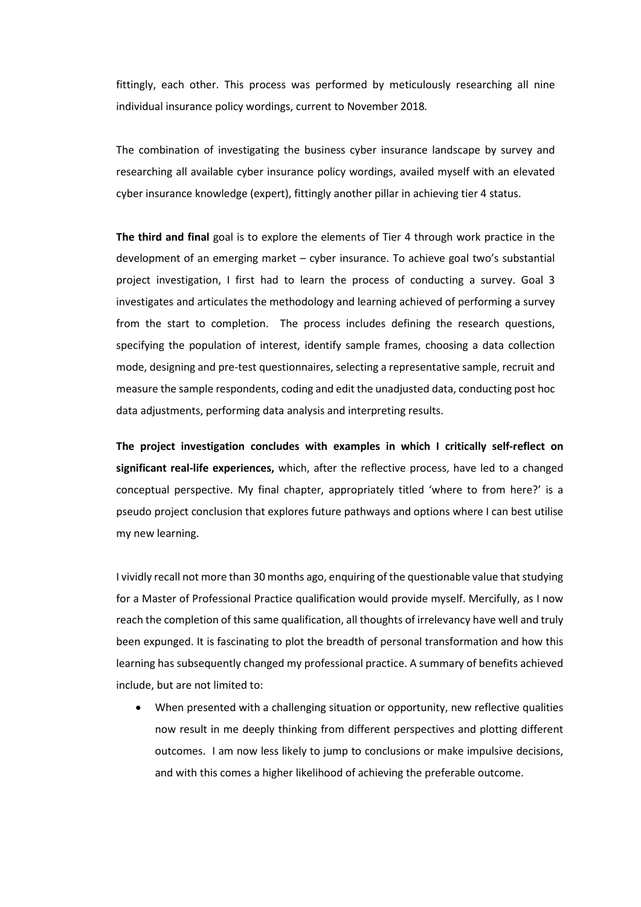fittingly, each other. This process was performed by meticulously researching all nine individual insurance policy wordings, current to November 2018.

The combination of investigating the business cyber insurance landscape by survey and researching all available cyber insurance policy wordings, availed myself with an elevated cyber insurance knowledge (expert), fittingly another pillar in achieving tier 4 status.

**The third and final** goal is to explore the elements of Tier 4 through work practice in the development of an emerging market – cyber insurance. To achieve goal two's substantial project investigation, I first had to learn the process of conducting a survey. Goal 3 investigates and articulates the methodology and learning achieved of performing a survey from the start to completion. The process includes defining the research questions, specifying the population of interest, identify sample frames, choosing a data collection mode, designing and pre-test questionnaires, selecting a representative sample, recruit and measure the sample respondents, coding and edit the unadjusted data, conducting post hoc data adjustments, performing data analysis and interpreting results.

**The project investigation concludes with examples in which I critically self-reflect on significant real-life experiences,** which, after the reflective process, have led to a changed conceptual perspective. My final chapter, appropriately titled 'where to from here?' is a pseudo project conclusion that explores future pathways and options where I can best utilise my new learning.

I vividly recall not more than 30 months ago, enquiring of the questionable value that studying for a Master of Professional Practice qualification would provide myself. Mercifully, as I now reach the completion of this same qualification, all thoughts of irrelevancy have well and truly been expunged. It is fascinating to plot the breadth of personal transformation and how this learning has subsequently changed my professional practice. A summary of benefits achieved include, but are not limited to:

- When presented with a challenging situation or opportunity, new reflective qualities now result in me deeply thinking from different perspectives and plotting different outcomes. I am now less likely to jump to conclusions or make impulsive decisions, and with this comes a higher likelihood of achieving the preferable outcome.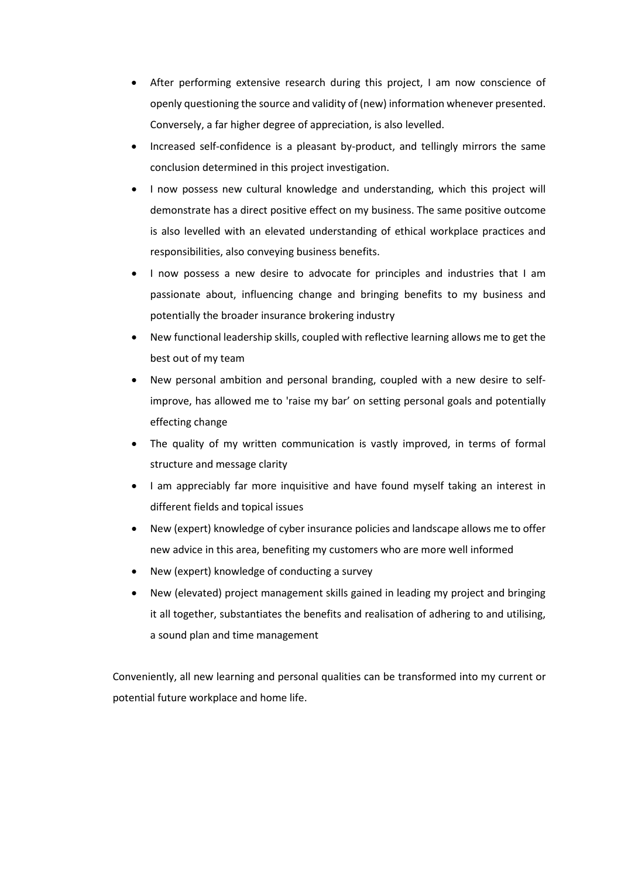- After performing extensive research during this project, I am now conscience of openly questioning the source and validity of (new) information whenever presented. Conversely, a far higher degree of appreciation, is also levelled.
- Increased self-confidence is a pleasant by-product, and tellingly mirrors the same conclusion determined in this project investigation.
- I now possess new cultural knowledge and understanding, which this project will demonstrate has a direct positive effect on my business. The same positive outcome is also levelled with an elevated understanding of ethical workplace practices and responsibilities, also conveying business benefits.
- I now possess a new desire to advocate for principles and industries that I am passionate about, influencing change and bringing benefits to my business and potentially the broader insurance brokering industry
- New functional leadership skills, coupled with reflective learning allows me to get the best out of my team
- New personal ambition and personal branding, coupled with a new desire to self-improve, has allowed me to 'raise my bar' on setting personal goals and potentially effecting change
- The quality of my written communication is vastly improved, in terms of formal structure and message clarity
- I am appreciably far more inquisitive and have found myself taking an interest in different fields and topical issues
- New (expert) knowledge of cyber insurance policies and landscape allows me to offer new advice in this area, benefiting my customers who are more well informed
- New (expert) knowledge of conducting a survey
- New (elevated) project management skills gained in leading my project and bringing it all together, substantiates the benefits and realisation of adhering to and utilising, a sound plan and time management

Conveniently, all new learning and personal qualities can be transformed into my current or potential future workplace and home life.